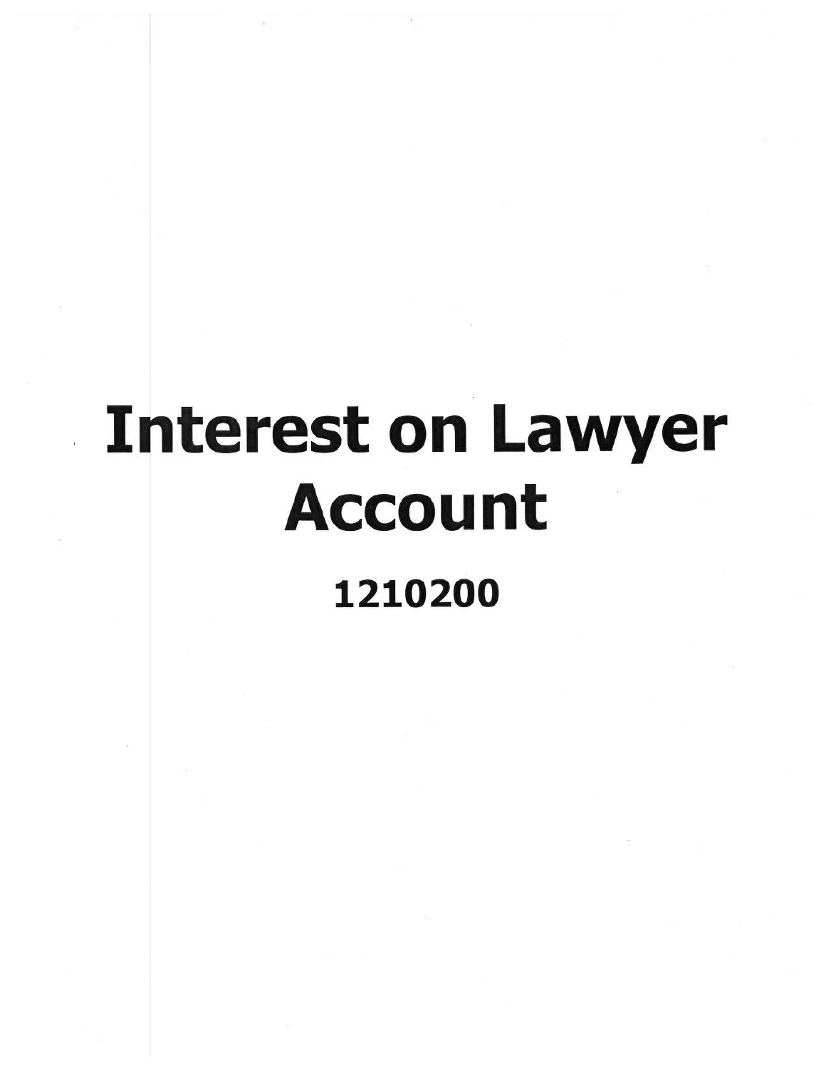# Interest on Lawyer Account

**1210200**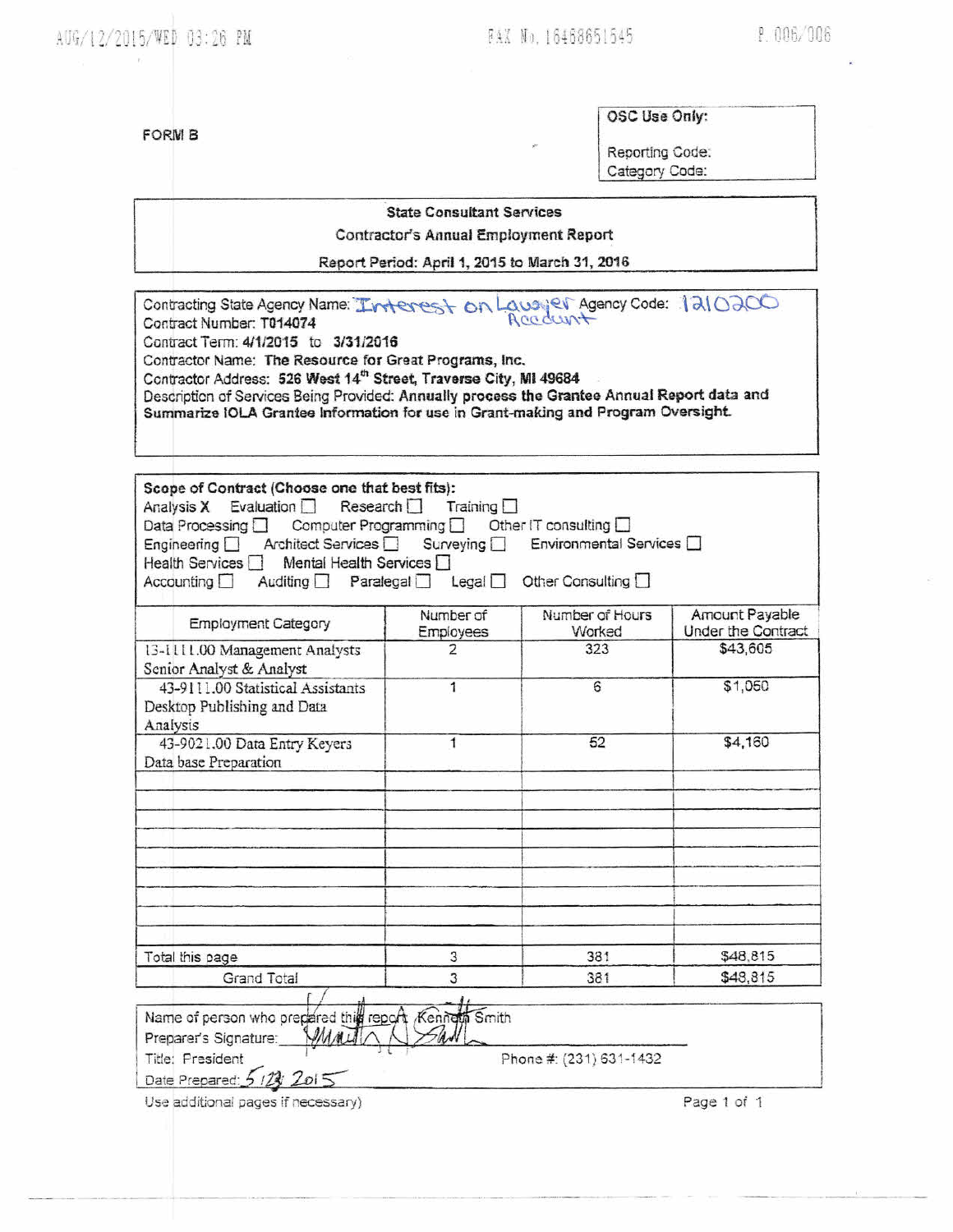FORM B

| OSC Use Only: |
| --- |
| Reporting Code: |
| Category Code: |

**State Consultant Services**

**Contractor's Annual Employment Report**

**Report Period: April 1, 2015 to March 31, 2016**

Contracting State Agency Name: Interest on Lawyer Account Agency Code: 1210200
Contract Number: **T014074**
Contract Term: **4/1/2015** to **3/31/2016**
Contractor Name: **The Resource for Great Programs, Inc.**
Contractor Address: **526 West 14th Street, Traverse City, MI 49684**
Description of Services Being Provided: **Annually process the Grantee Annual Report data and Summarize IOLA Grantee Information for use in Grant-making and Program Oversight.**

**Scope of Contract (Choose one that best fits):**
Analysis X Evaluation ☐ Research ☐ Training ☐
Data Processing ☐ Computer Programming ☐ Other IT consulting ☐
Engineering ☐ Architect Services ☐ Surveying ☐ Environmental Services ☐
Health Services ☐ Mental Health Services ☐
Accounting ☐ Auditing ☐ Paralegal ☐ Legal ☐ Other Consulting ☐

| Employment Category | Number of Employees | Number of Hours Worked | Amount Payable Under the Contract |
| --- | --- | --- | --- |
| 13-1111.00 Management Analysts Senior Analyst & Analyst | 2 | 323 | $43,605 |
| 43-9111.00 Statistical Assistants Desktop Publishing and Data Analysis | 1 | 6 | $1,050 |
| 43-9021.00 Data Entry Keyers Data base Preparation | 1 | 52 | $4,160 |
| | | | |
| | | | |
| | | | |
| | | | |
| | | | |
| | | | |
| | | | |
| | | | |
| Total this page | 3 | 381 | $48,815 |
| Grand Total | 3 | 381 | $48,815 |

Name of person who prepared this report: Kenneth Smith
Preparer's Signature: *[signature]*
Title: President Phone #: (231) 631-1432
Date Prepared: 5/13/2015

Use additional pages if necessary)